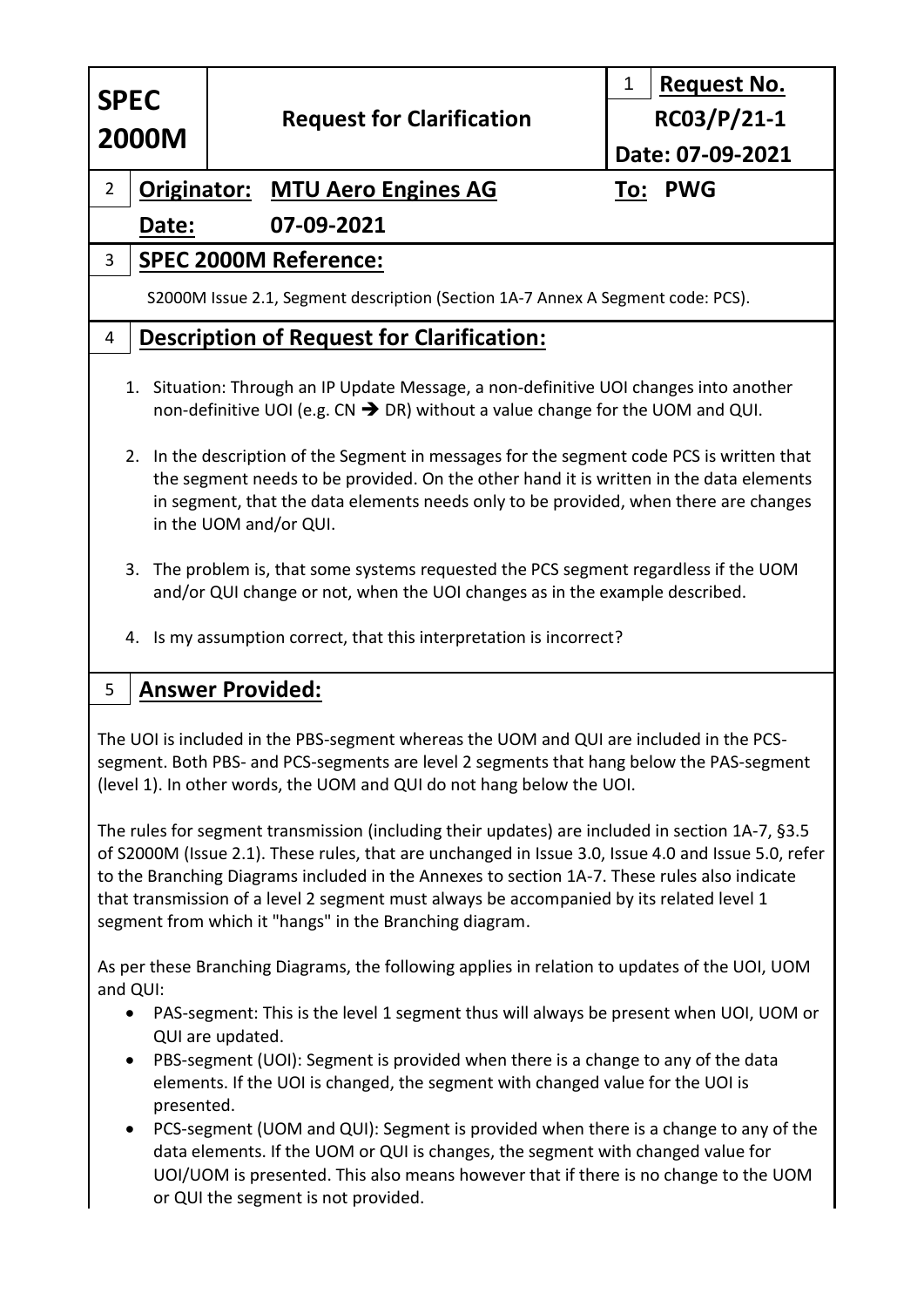| SPEC 2000M | Request for Clarification | 1 **Request No.** RC03/P/21-1 Date: 07-09-2021 |
|---|---|---|

**2** **Originator: MTU Aero Engines AG** **To: PWG**

**Date: 07-09-2021**

## 3 SPEC 2000M Reference:

S2000M Issue 2.1, Segment description (Section 1A-7 Annex A Segment code: PCS).

## 4 Description of Request for Clarification:

1. Situation: Through an IP Update Message, a non-definitive UOI changes into another non-definitive UOI (e.g. CN ➔ DR) without a value change for the UOM and QUI.
2. In the description of the Segment in messages for the segment code PCS is written that the segment needs to be provided. On the other hand it is written in the data elements in segment, that the data elements needs only to be provided, when there are changes in the UOM and/or QUI.
3. The problem is, that some systems requested the PCS segment regardless if the UOM and/or QUI change or not, when the UOI changes as in the example described.
4. Is my assumption correct, that this interpretation is incorrect?

## 5 Answer Provided:

The UOI is included in the PBS-segment whereas the UOM and QUI are included in the PCS-segment. Both PBS- and PCS-segments are level 2 segments that hang below the PAS-segment (level 1). In other words, the UOM and QUI do not hang below the UOI.

The rules for segment transmission (including their updates) are included in section 1A-7, §3.5 of S2000M (Issue 2.1). These rules, that are unchanged in Issue 3.0, Issue 4.0 and Issue 5.0, refer to the Branching Diagrams included in the Annexes to section 1A-7. These rules also indicate that transmission of a level 2 segment must always be accompanied by its related level 1 segment from which it "hangs" in the Branching diagram.

As per these Branching Diagrams, the following applies in relation to updates of the UOI, UOM and QUI:

- PAS-segment: This is the level 1 segment thus will always be present when UOI, UOM or QUI are updated.
- PBS-segment (UOI): Segment is provided when there is a change to any of the data elements. If the UOI is changed, the segment with changed value for the UOI is presented.
- PCS-segment (UOM and QUI): Segment is provided when there is a change to any of the data elements. If the UOM or QUI is changes, the segment with changed value for UOI/UOM is presented. This also means however that if there is no change to the UOM or QUI the segment is not provided.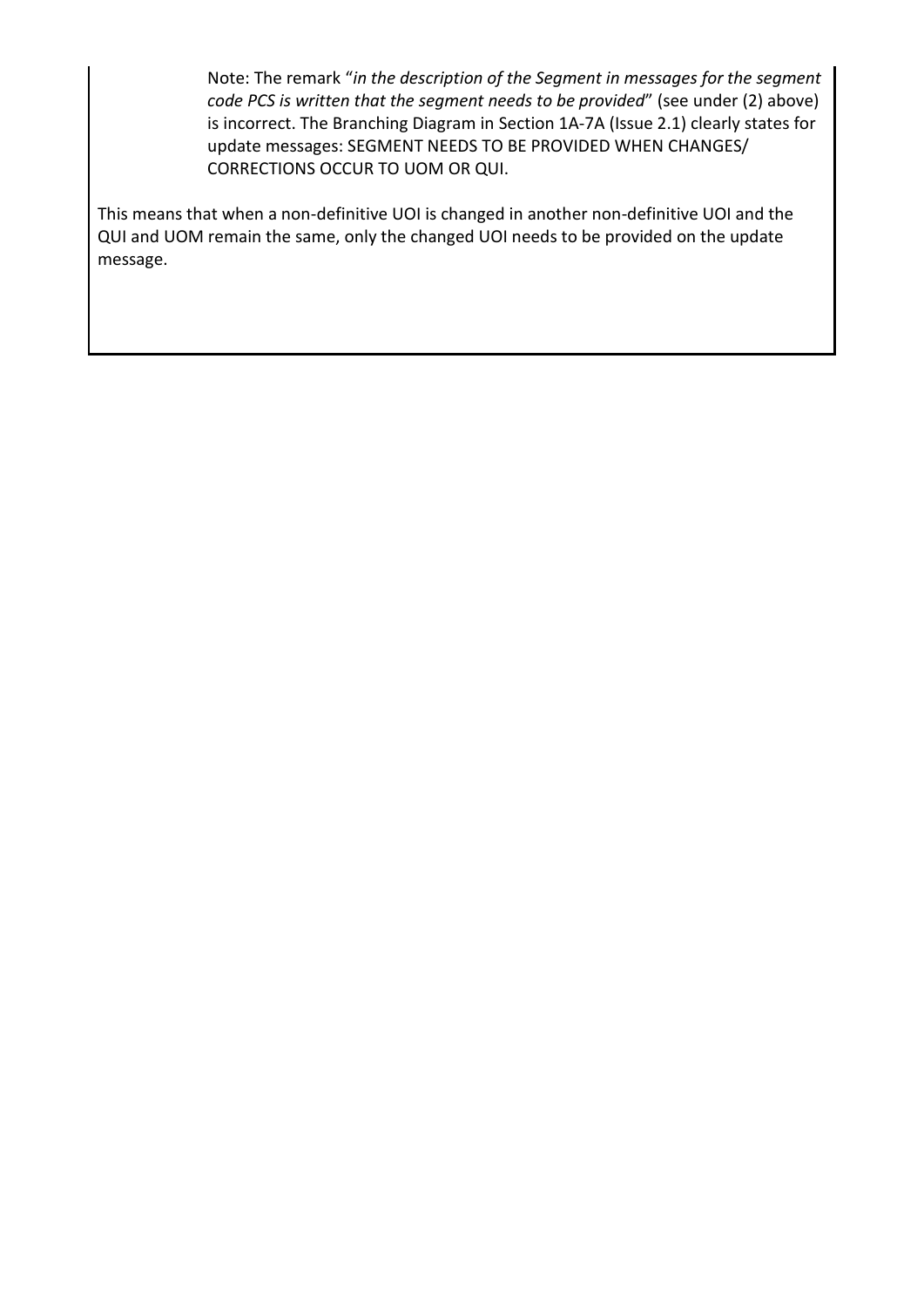Note: The remark "*in the description of the Segment in messages for the segment code PCS is written that the segment needs to be provided*" (see under (2) above) is incorrect. The Branching Diagram in Section 1A-7A (Issue 2.1) clearly states for update messages: SEGMENT NEEDS TO BE PROVIDED WHEN CHANGES/ CORRECTIONS OCCUR TO UOM OR QUI.

This means that when a non-definitive UOI is changed in another non-definitive UOI and the QUI and UOM remain the same, only the changed UOI needs to be provided on the update message.